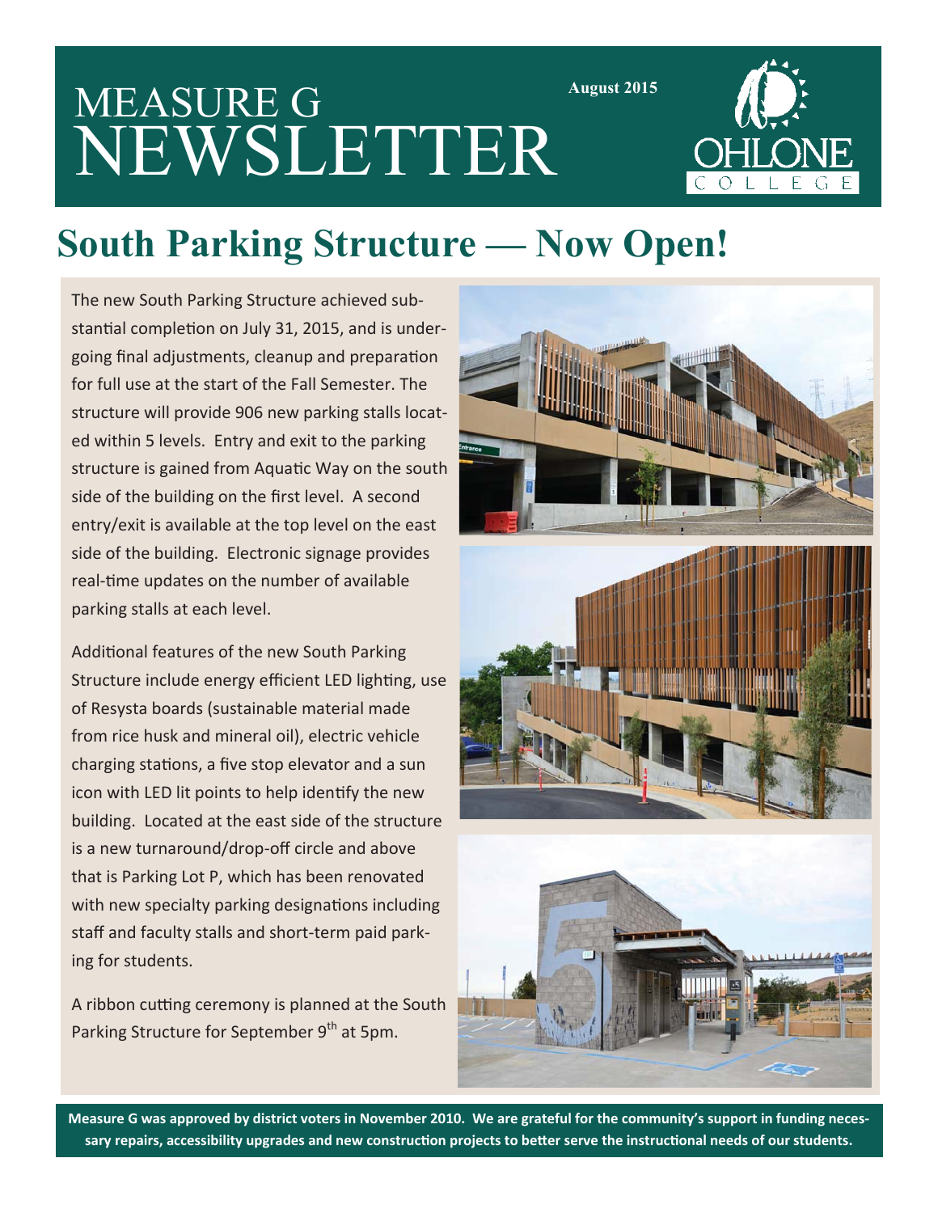# MEASURE G NEWSLETTER

August 2015

OHLONE COLLEGE

## South Parking Structure — Now Open!

The new South Parking Structure achieved substantial completion on July 31, 2015, and is undergoing final adjustments, cleanup and preparation for full use at the start of the Fall Semester. The structure will provide 906 new parking stalls located within 5 levels. Entry and exit to the parking structure is gained from Aquatic Way on the south side of the building on the first level. A second entry/exit is available at the top level on the east side of the building. Electronic signage provides real-time updates on the number of available parking stalls at each level.

Additional features of the new South Parking Structure include energy efficient LED lighting, use of Resysta boards (sustainable material made from rice husk and mineral oil), electric vehicle charging stations, a five stop elevator and a sun icon with LED lit points to help identify the new building. Located at the east side of the structure is a new turnaround/drop-off circle and above that is Parking Lot P, which has been renovated with new specialty parking designations including staff and faculty stalls and short-term paid parking for students.

A ribbon cutting ceremony is planned at the South Parking Structure for September 9th at 5pm.

**Measure G was approved by district voters in November 2010. We are grateful for the community's support in funding necessary repairs, accessibility upgrades and new construction projects to better serve the instructional needs of our students.**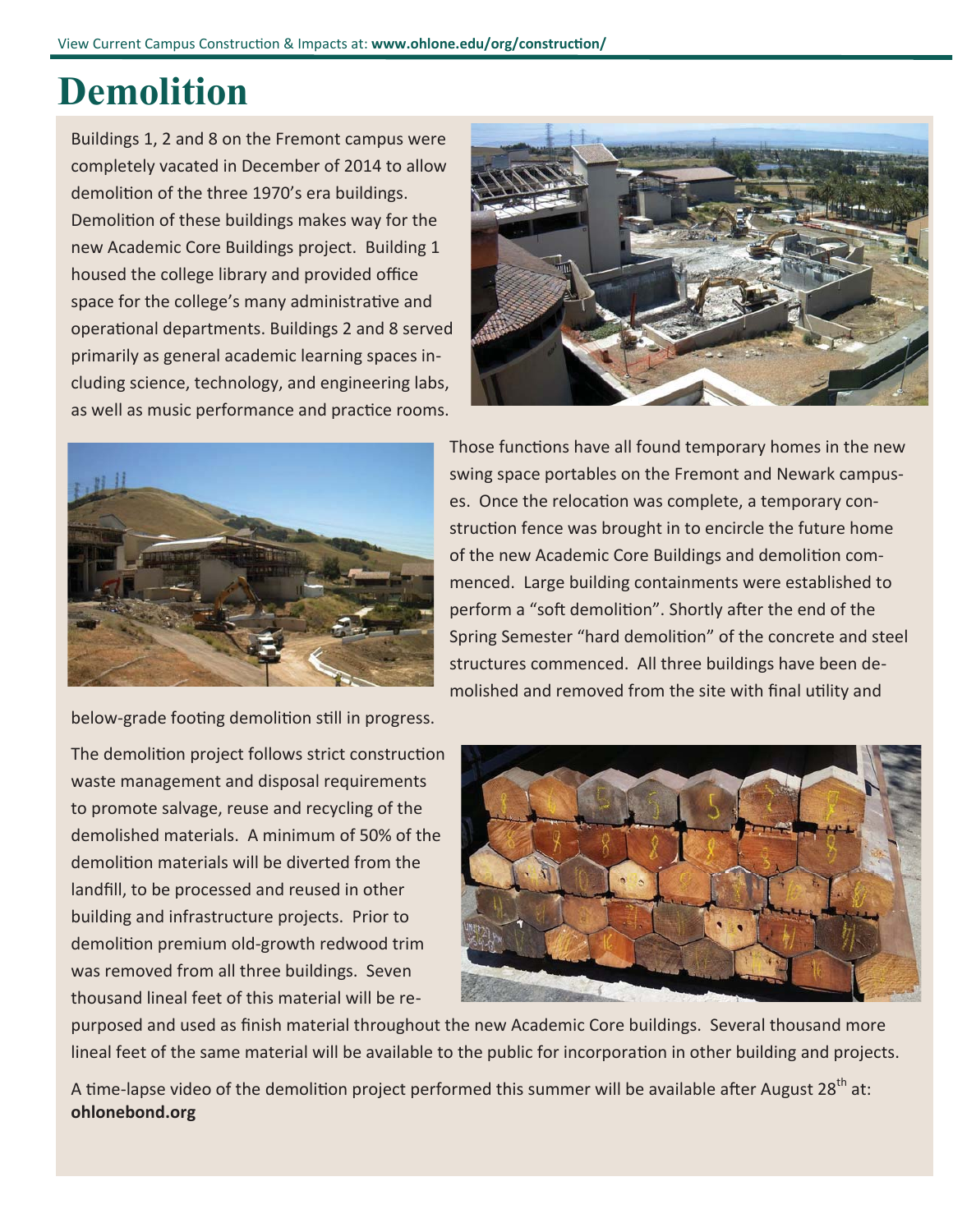# Demolition

Buildings 1, 2 and 8 on the Fremont campus were completely vacated in December of 2014 to allow demolition of the three 1970's era buildings. Demolition of these buildings makes way for the new Academic Core Buildings project. Building 1 housed the college library and provided office space for the college's many administrative and operational departments. Buildings 2 and 8 served primarily as general academic learning spaces including science, technology, and engineering labs, as well as music performance and practice rooms. Those functions have all found temporary homes in the new swing space portables on the Fremont and Newark campuses. Once the relocation was complete, a temporary construction fence was brought in to encircle the future home of the new Academic Core Buildings and demolition commenced. Large building containments were established to perform a "soft demolition". Shortly after the end of the Spring Semester "hard demolition" of the concrete and steel structures commenced. All three buildings have been demolished and removed from the site with final utility and below-grade footing demolition still in progress.

The demolition project follows strict construction waste management and disposal requirements to promote salvage, reuse and recycling of the demolished materials. A minimum of 50% of the demolition materials will be diverted from the landfill, to be processed and reused in other building and infrastructure projects. Prior to demolition premium old-growth redwood trim was removed from all three buildings. Seven thousand lineal feet of this material will be repurposed and used as finish material throughout the new Academic Core buildings. Several thousand more lineal feet of the same material will be available to the public for incorporation in other building and projects.

A time-lapse video of the demolition project performed this summer will be available after August 28th at: **ohlonebond.org**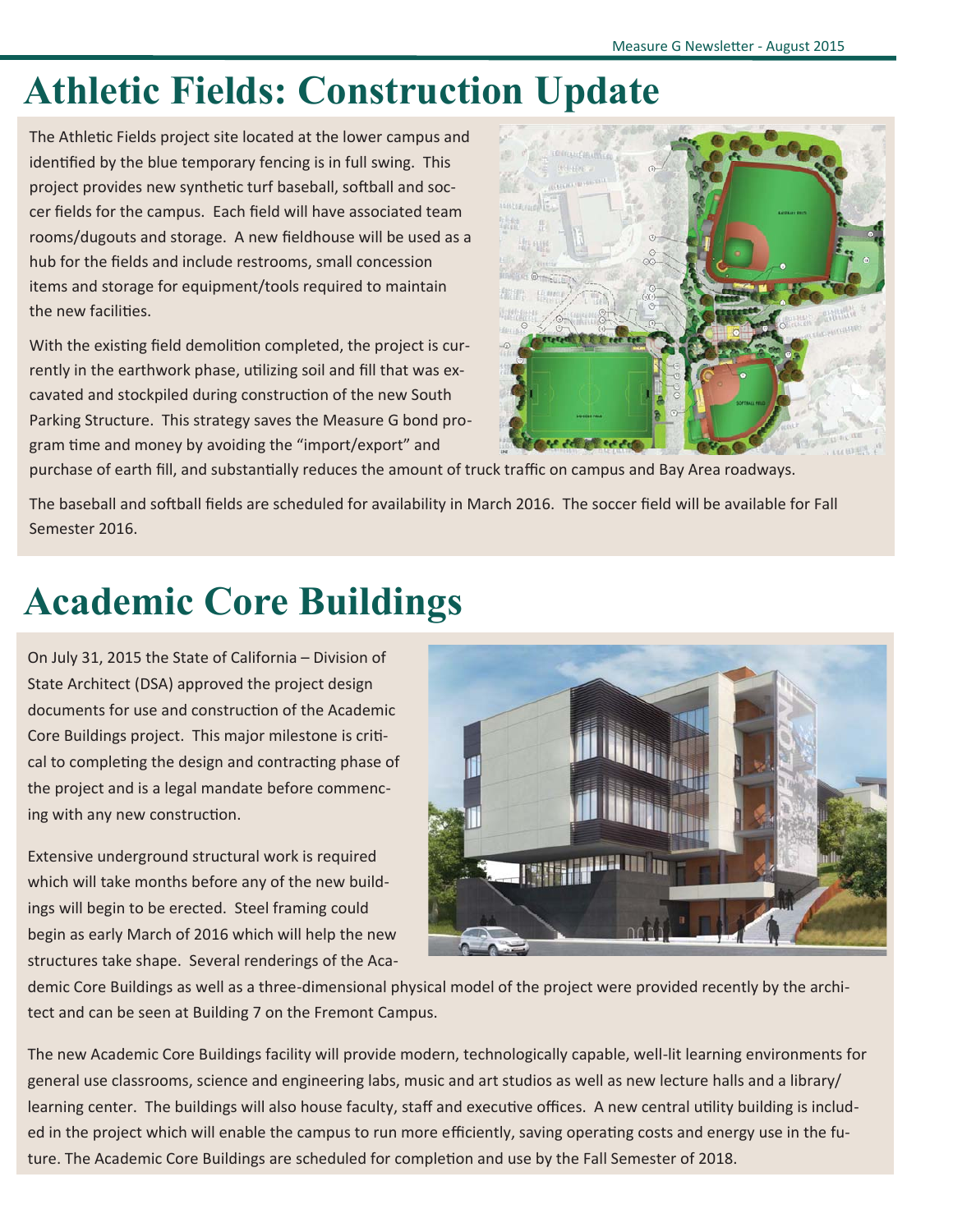# Athletic Fields: Construction Update

The Athletic Fields project site located at the lower campus and identified by the blue temporary fencing is in full swing. This project provides new synthetic turf baseball, softball and soccer fields for the campus. Each field will have associated team rooms/dugouts and storage. A new fieldhouse will be used as a hub for the fields and include restrooms, small concession items and storage for equipment/tools required to maintain the new facilities.

With the existing field demolition completed, the project is currently in the earthwork phase, utilizing soil and fill that was excavated and stockpiled during construction of the new South Parking Structure. This strategy saves the Measure G bond program time and money by avoiding the "import/export" and purchase of earth fill, and substantially reduces the amount of truck traffic on campus and Bay Area roadways.

The baseball and softball fields are scheduled for availability in March 2016. The soccer field will be available for Fall Semester 2016.

# Academic Core Buildings

On July 31, 2015 the State of California – Division of State Architect (DSA) approved the project design documents for use and construction of the Academic Core Buildings project. This major milestone is critical to completing the design and contracting phase of the project and is a legal mandate before commencing with any new construction.

Extensive underground structural work is required which will take months before any of the new buildings will begin to be erected. Steel framing could begin as early March of 2016 which will help the new structures take shape. Several renderings of the Academic Core Buildings as well as a three-dimensional physical model of the project were provided recently by the architect and can be seen at Building 7 on the Fremont Campus.

The new Academic Core Buildings facility will provide modern, technologically capable, well-lit learning environments for general use classrooms, science and engineering labs, music and art studios as well as new lecture halls and a library/learning center. The buildings will also house faculty, staff and executive offices. A new central utility building is included in the project which will enable the campus to run more efficiently, saving operating costs and energy use in the future. The Academic Core Buildings are scheduled for completion and use by the Fall Semester of 2018.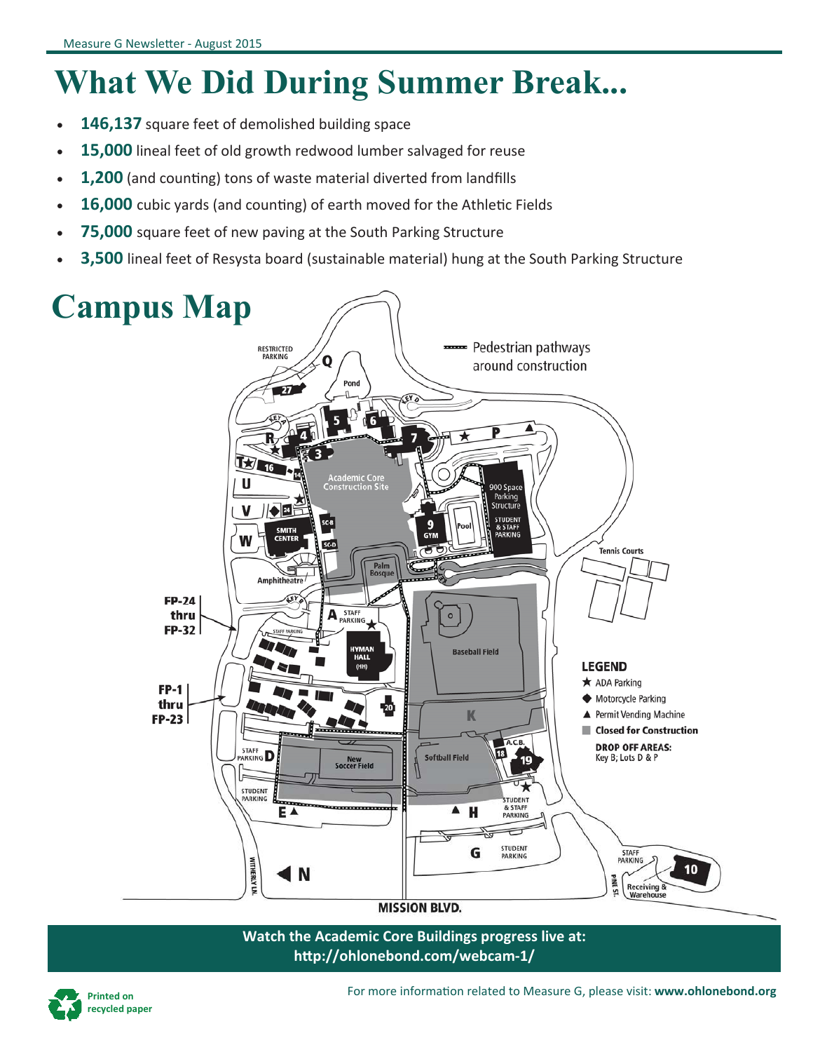# What We Did During Summer Break...

- **146,137** square feet of demolished building space
- **15,000** lineal feet of old growth redwood lumber salvaged for reuse
- **1,200** (and counting) tons of waste material diverted from landfills
- **16,000** cubic yards (and counting) of earth moved for the Athletic Fields
- **75,000** square feet of new paving at the South Parking Structure
- **3,500** lineal feet of Resysta board (sustainable material) hung at the South Parking Structure

# Campus Map

Pedestrian pathways around construction

RESTRICTED PARKING
Q
Pond
27
KEY D
KEY
R
4
5
6
7
P
3
T
16
14
U
Academic Core Construction Site
900 Space Parking Structure
V
24
SC-B
9 GYM
Pool
STUDENT & STAFF PARKING
W
SMITH CENTER
SC-D
Palm Bosque
Tennis Courts
Amphitheatre
KEY B
FP-24 thru FP-32
A STAFF PARKING
STAFF PARKING
HYMAN HALL (HH)
Baseball Field
FP-1 thru FP-23
20
K
A.C.B.
18
19
STAFF PARKING D
New Soccer Field
Softball Field
STUDENT PARKING
E
H
STUDENT & STAFF PARKING
G
STUDENT PARKING
STAFF PARKING
10
WITHERLY LN.
N
PINE ST.
Receiving & Warehouse
MISSION BLVD.

**LEGEND**

- ★ ADA Parking
- ◆ Motorcycle Parking
- ▲ Permit Vending Machine
- **Closed for Construction**

**DROP OFF AREAS:**
Key B; Lots D & P

**Watch the Academic Core Buildings progress live at:**
**http://ohlonebond.com/webcam-1/**

**Printed on recycled paper**

For more information related to Measure G, please visit: **www.ohlonebond.org**